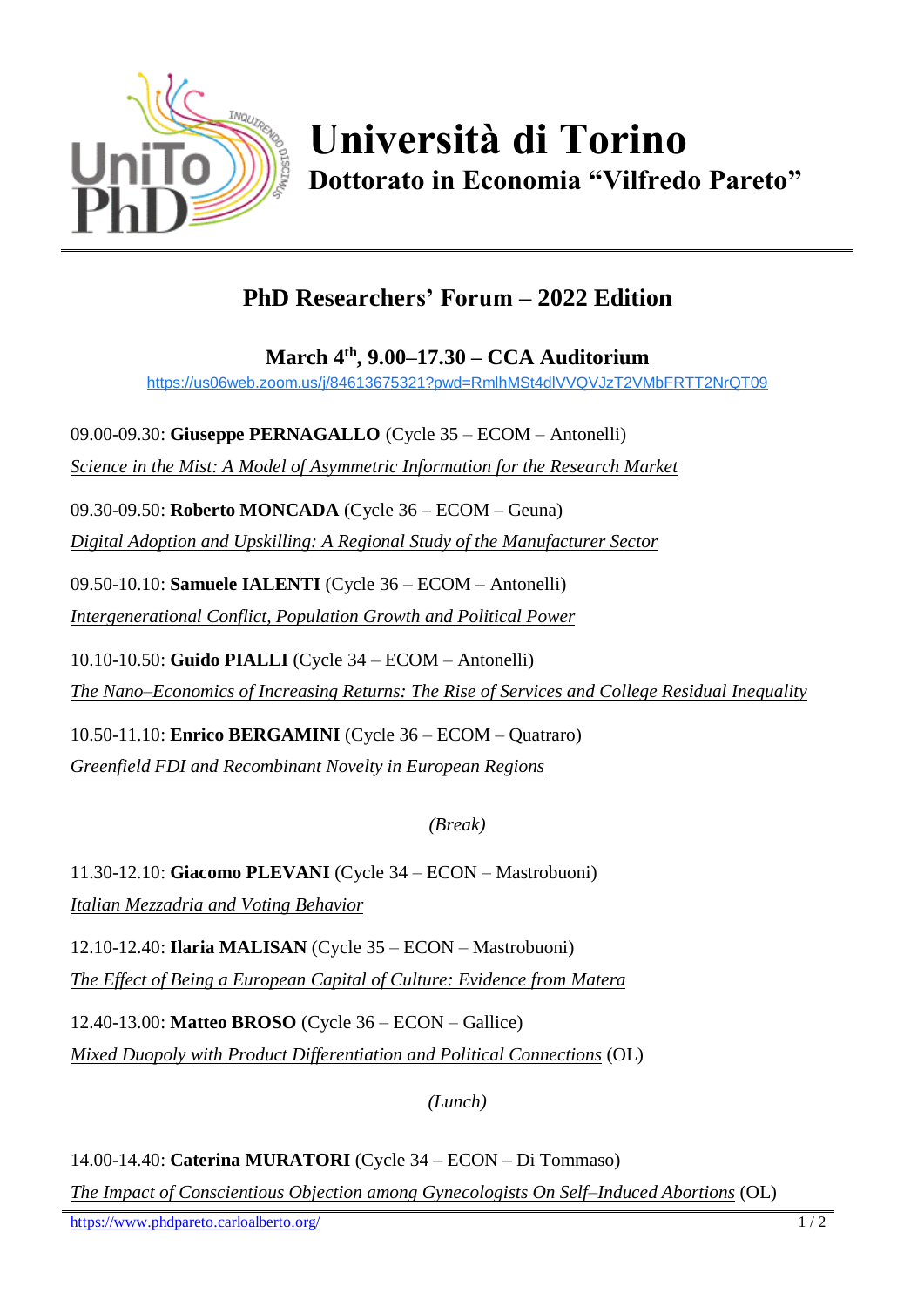# Università di Torino

## Dottorato in Economia "Vilfredo Pareto"

## PhD Researchers' Forum – 2022 Edition

### March 4th, 9.00–17.30 – CCA Auditorium

https://us06web.zoom.us/j/84613675321?pwd=RmlhMSt4dlVVQVJzT2VMbFRTT2NrQT09

09.00-09.30: **Giuseppe PERNAGALLO** (Cycle 35 – ECOM – Antonelli)
*Science in the Mist: A Model of Asymmetric Information for the Research Market*

09.30-09.50: **Roberto MONCADA** (Cycle 36 – ECOM – Geuna)
*Digital Adoption and Upskilling: A Regional Study of the Manufacturer Sector*

09.50-10.10: **Samuele IALENTI** (Cycle 36 – ECOM – Antonelli)
*Intergenerational Conflict, Population Growth and Political Power*

10.10-10.50: **Guido PIALLI** (Cycle 34 – ECOM – Antonelli)
*The Nano–Economics of Increasing Returns: The Rise of Services and College Residual Inequality*

10.50-11.10: **Enrico BERGAMINI** (Cycle 36 – ECOM – Quatraro)
*Greenfield FDI and Recombinant Novelty in European Regions*

*(Break)*

11.30-12.10: **Giacomo PLEVANI** (Cycle 34 – ECON – Mastrobuoni)
*Italian Mezzadria and Voting Behavior*

12.10-12.40: **Ilaria MALISAN** (Cycle 35 – ECON – Mastrobuoni)
*The Effect of Being a European Capital of Culture: Evidence from Matera*

12.40-13.00: **Matteo BROSO** (Cycle 36 – ECON – Gallice)
*Mixed Duopoly with Product Differentiation and Political Connections* (OL)

*(Lunch)*

14.00-14.40: **Caterina MURATORI** (Cycle 34 – ECON – Di Tommaso)
*The Impact of Conscientious Objection among Gynecologists On Self–Induced Abortions* (OL)

https://www.phdpareto.carloalberto.org/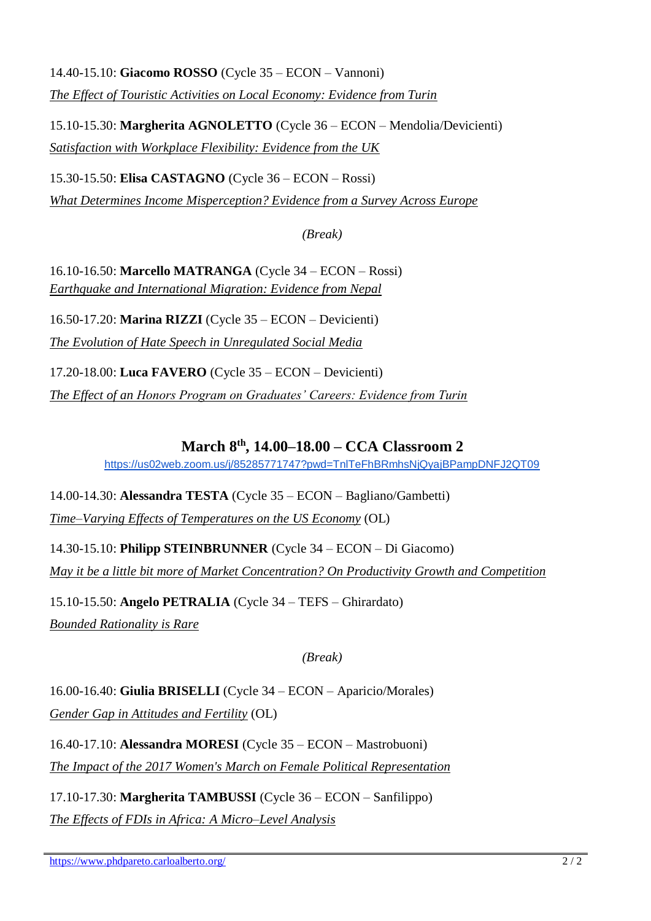14.40-15.10: **Giacomo ROSSO** (Cycle 35 – ECON – Vannoni)
*The Effect of Touristic Activities on Local Economy: Evidence from Turin*

15.10-15.30: **Margherita AGNOLETTO** (Cycle 36 – ECON – Mendolia/Devicienti)
*Satisfaction with Workplace Flexibility: Evidence from the UK*

15.30-15.50: **Elisa CASTAGNO** (Cycle 36 – ECON – Rossi)
*What Determines Income Misperception? Evidence from a Survey Across Europe*

*(Break)*

16.10-16.50: **Marcello MATRANGA** (Cycle 34 – ECON – Rossi)
*Earthquake and International Migration: Evidence from Nepal*

16.50-17.20: **Marina RIZZI** (Cycle 35 – ECON – Devicienti)
*The Evolution of Hate Speech in Unregulated Social Media*

17.20-18.00: **Luca FAVERO** (Cycle 35 – ECON – Devicienti)
*The Effect of an Honors Program on Graduates' Careers: Evidence from Turin*

## March 8th, 14.00–18.00 – CCA Classroom 2

https://us02web.zoom.us/j/85285771747?pwd=TnlTeFhBRmhsNjQyajBPampDNFJ2QT09

14.00-14.30: **Alessandra TESTA** (Cycle 35 – ECON – Bagliano/Gambetti)
*Time–Varying Effects of Temperatures on the US Economy* (OL)

14.30-15.10: **Philipp STEINBRUNNER** (Cycle 34 – ECON – Di Giacomo)
*May it be a little bit more of Market Concentration? On Productivity Growth and Competition*

15.10-15.50: **Angelo PETRALIA** (Cycle 34 – TEFS – Ghirardato)
*Bounded Rationality is Rare*

*(Break)*

16.00-16.40: **Giulia BRISELLI** (Cycle 34 – ECON – Aparicio/Morales)
*Gender Gap in Attitudes and Fertility* (OL)

16.40-17.10: **Alessandra MORESI** (Cycle 35 – ECON – Mastrobuoni)
*The Impact of the 2017 Women's March on Female Political Representation*

17.10-17.30: **Margherita TAMBUSSI** (Cycle 36 – ECON – Sanfilippo)
*The Effects of FDIs in Africa: A Micro–Level Analysis*